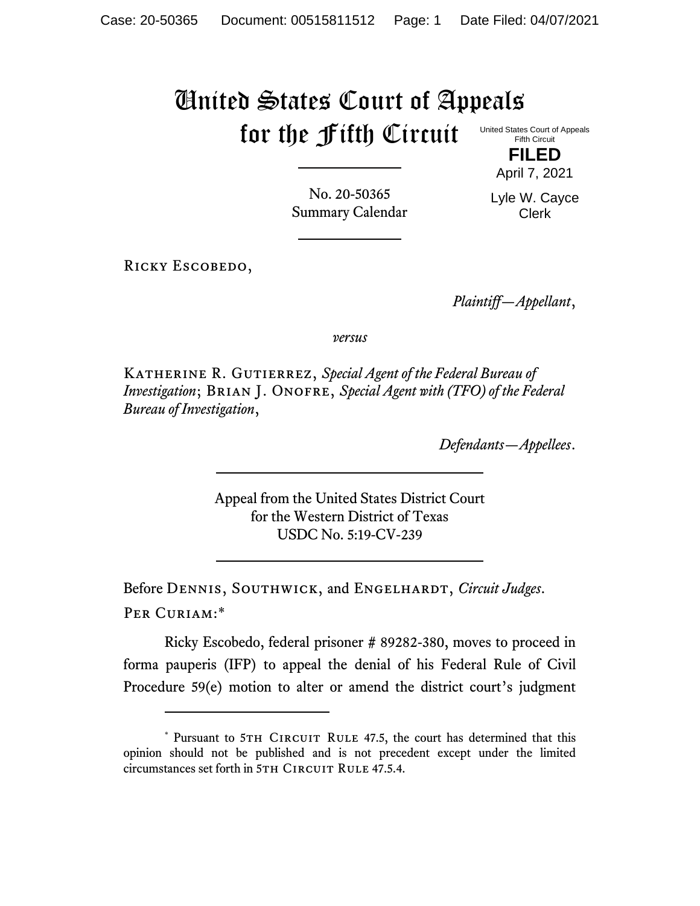# United States Court of Appeals for the Fifth Circuit

United States Court of Appeals
Fifth Circuit

**FILED**

April 7, 2021

Lyle W. Cayce
Clerk

No. 20-50365
Summary Calendar

---

Ricky Escobedo,

*Plaintiff—Appellant*,

*versus*

Katherine R. Gutierrez, *Special Agent of the Federal Bureau of Investigation*; Brian J. Onofre, *Special Agent with (TFO) of the Federal Bureau of Investigation*,

*Defendants—Appellees*.

---

Appeal from the United States District Court
for the Western District of Texas
USDC No. 5:19-CV-239

---

Before Dennis, Southwick, and Engelhardt, *Circuit Judges*.

Per Curiam:*

Ricky Escobedo, federal prisoner # 89282-380, moves to proceed in forma pauperis (IFP) to appeal the denial of his Federal Rule of Civil Procedure 59(e) motion to alter or amend the district court's judgment

---

\* Pursuant to 5th Circuit Rule 47.5, the court has determined that this opinion should not be published and is not precedent except under the limited circumstances set forth in 5th Circuit Rule 47.5.4.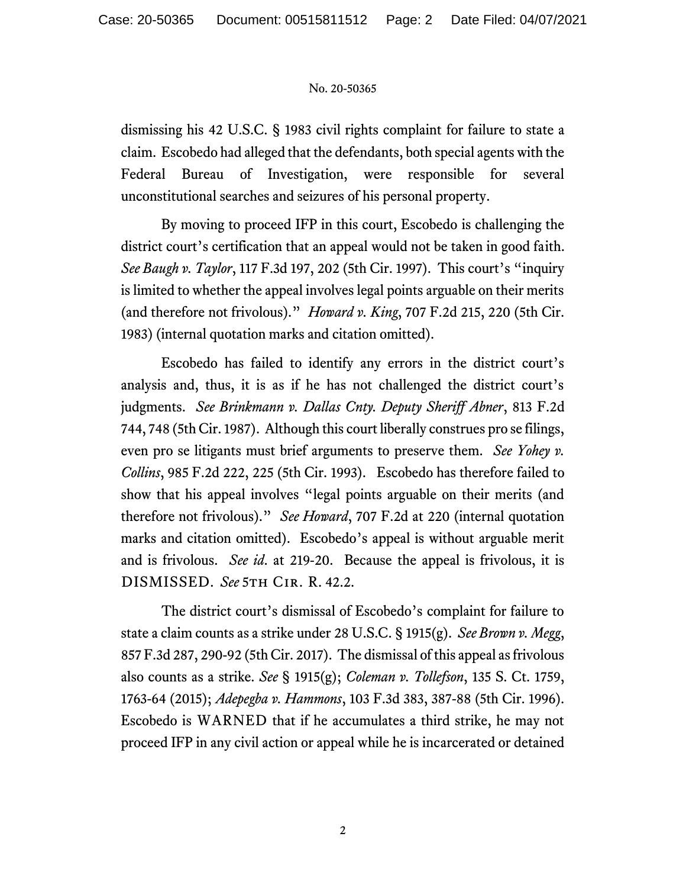dismissing his 42 U.S.C. § 1983 civil rights complaint for failure to state a claim. Escobedo had alleged that the defendants, both special agents with the Federal Bureau of Investigation, were responsible for several unconstitutional searches and seizures of his personal property.

By moving to proceed IFP in this court, Escobedo is challenging the district court's certification that an appeal would not be taken in good faith. *See Baugh v. Taylor*, 117 F.3d 197, 202 (5th Cir. 1997). This court's "inquiry is limited to whether the appeal involves legal points arguable on their merits (and therefore not frivolous)." *Howard v. King*, 707 F.2d 215, 220 (5th Cir. 1983) (internal quotation marks and citation omitted).

Escobedo has failed to identify any errors in the district court's analysis and, thus, it is as if he has not challenged the district court's judgments. *See Brinkmann v. Dallas Cnty. Deputy Sheriff Abner*, 813 F.2d 744, 748 (5th Cir. 1987). Although this court liberally construes pro se filings, even pro se litigants must brief arguments to preserve them. *See Yohey v. Collins*, 985 F.2d 222, 225 (5th Cir. 1993). Escobedo has therefore failed to show that his appeal involves "legal points arguable on their merits (and therefore not frivolous)." *See Howard*, 707 F.2d at 220 (internal quotation marks and citation omitted). Escobedo's appeal is without arguable merit and is frivolous. *See id*. at 219-20. Because the appeal is frivolous, it is DISMISSED. *See* 5TH CIR. R. 42.2.

The district court's dismissal of Escobedo's complaint for failure to state a claim counts as a strike under 28 U.S.C. § 1915(g). *See Brown v. Megg*, 857 F.3d 287, 290-92 (5th Cir. 2017). The dismissal of this appeal as frivolous also counts as a strike. *See* § 1915(g); *Coleman v. Tollefson*, 135 S. Ct. 1759, 1763-64 (2015); *Adepegba v. Hammons*, 103 F.3d 383, 387-88 (5th Cir. 1996). Escobedo is WARNED that if he accumulates a third strike, he may not proceed IFP in any civil action or appeal while he is incarcerated or detained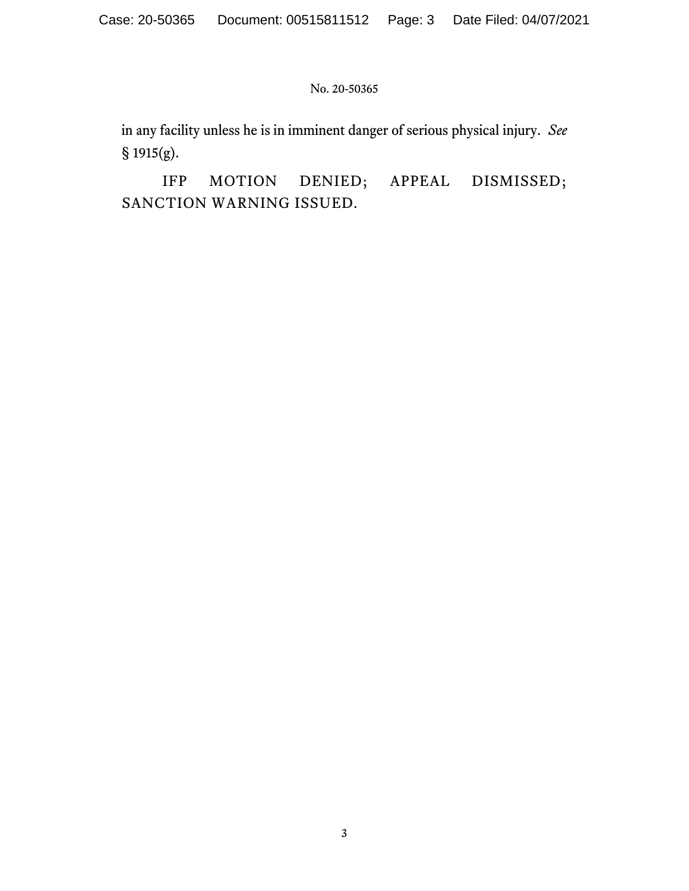in any facility unless he is in imminent danger of serious physical injury. *See* § 1915(g).

IFP MOTION DENIED; APPEAL DISMISSED; SANCTION WARNING ISSUED.